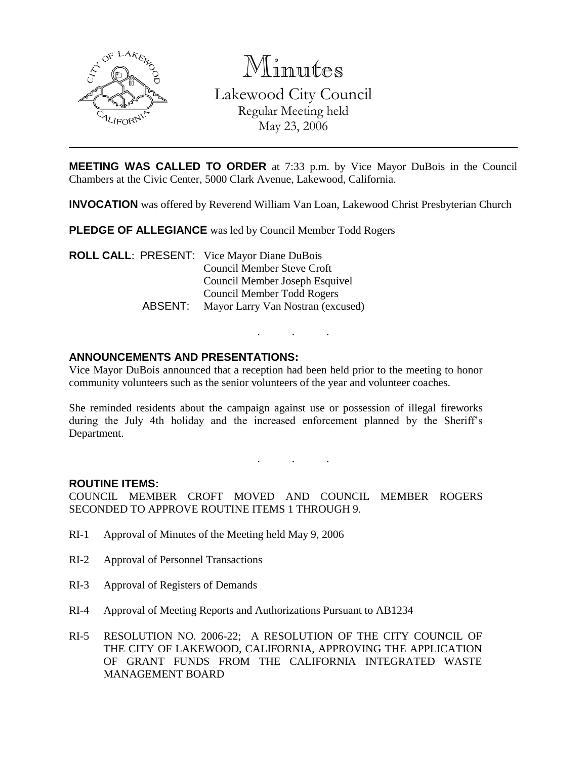# Minutes

## Lakewood City Council

Regular Meeting held
May 23, 2006

---

**MEETING WAS CALLED TO ORDER** at 7:33 p.m. by Vice Mayor DuBois in the Council Chambers at the Civic Center, 5000 Clark Avenue, Lakewood, California.

**INVOCATION** was offered by Reverend William Van Loan, Lakewood Christ Presbyterian Church

**PLEDGE OF ALLEGIANCE** was led by Council Member Todd Rogers

**ROLL CALL**: PRESENT: Vice Mayor Diane DuBois
Council Member Steve Croft
Council Member Joseph Esquivel
Council Member Todd Rogers
ABSENT: Mayor Larry Van Nostran (excused)

. . .

**ANNOUNCEMENTS AND PRESENTATIONS:**

Vice Mayor DuBois announced that a reception had been held prior to the meeting to honor community volunteers such as the senior volunteers of the year and volunteer coaches.

She reminded residents about the campaign against use or possession of illegal fireworks during the July 4th holiday and the increased enforcement planned by the Sheriff's Department.

. . .

**ROUTINE ITEMS:**

COUNCIL MEMBER CROFT MOVED AND COUNCIL MEMBER ROGERS SECONDED TO APPROVE ROUTINE ITEMS 1 THROUGH 9.

RI-1 Approval of Minutes of the Meeting held May 9, 2006

RI-2 Approval of Personnel Transactions

RI-3 Approval of Registers of Demands

RI-4 Approval of Meeting Reports and Authorizations Pursuant to AB1234

RI-5 RESOLUTION NO. 2006-22; A RESOLUTION OF THE CITY COUNCIL OF THE CITY OF LAKEWOOD, CALIFORNIA, APPROVING THE APPLICATION OF GRANT FUNDS FROM THE CALIFORNIA INTEGRATED WASTE MANAGEMENT BOARD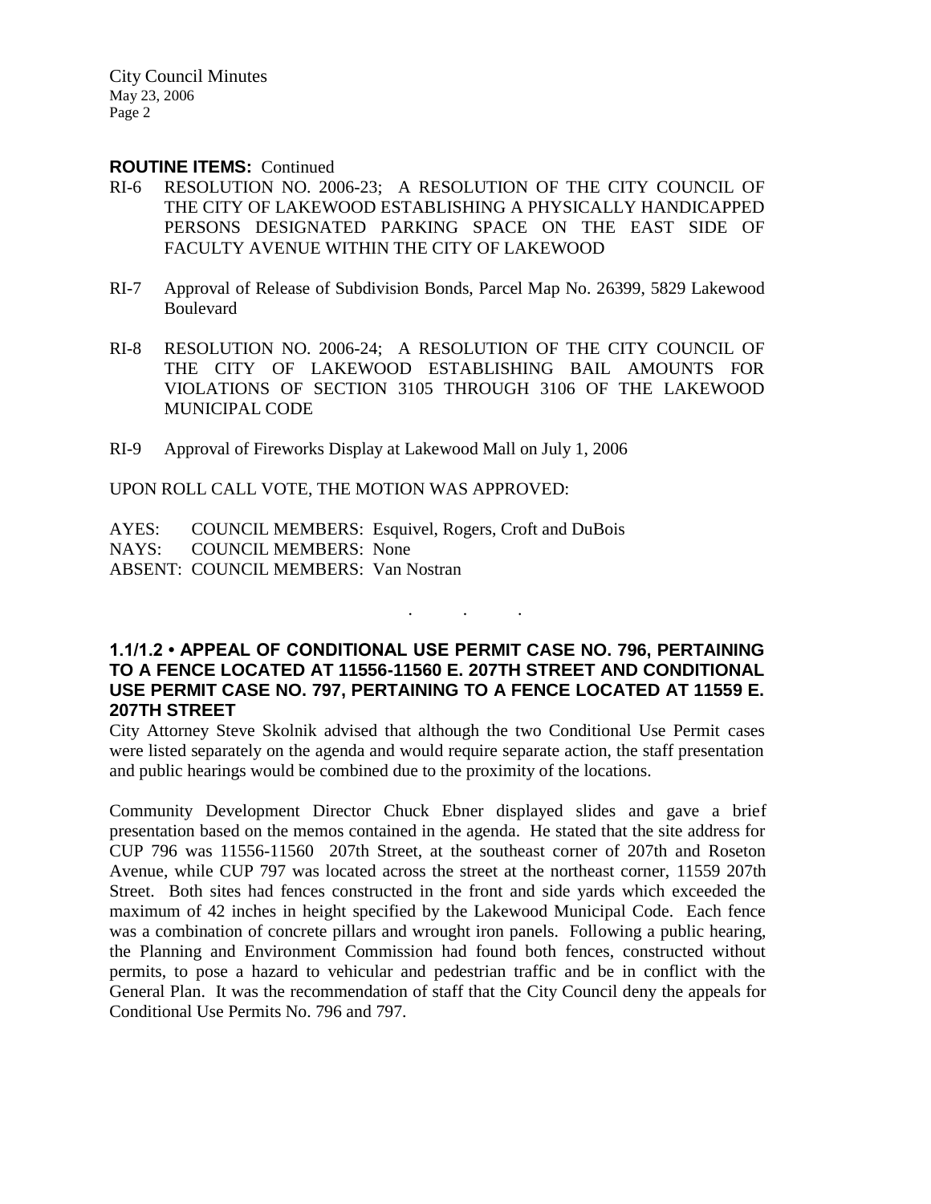**ROUTINE ITEMS:** Continued

RI-6 RESOLUTION NO. 2006-23; A RESOLUTION OF THE CITY COUNCIL OF THE CITY OF LAKEWOOD ESTABLISHING A PHYSICALLY HANDICAPPED PERSONS DESIGNATED PARKING SPACE ON THE EAST SIDE OF FACULTY AVENUE WITHIN THE CITY OF LAKEWOOD

RI-7 Approval of Release of Subdivision Bonds, Parcel Map No. 26399, 5829 Lakewood Boulevard

RI-8 RESOLUTION NO. 2006-24; A RESOLUTION OF THE CITY COUNCIL OF THE CITY OF LAKEWOOD ESTABLISHING BAIL AMOUNTS FOR VIOLATIONS OF SECTION 3105 THROUGH 3106 OF THE LAKEWOOD MUNICIPAL CODE

RI-9 Approval of Fireworks Display at Lakewood Mall on July 1, 2006

UPON ROLL CALL VOTE, THE MOTION WAS APPROVED:

AYES: COUNCIL MEMBERS: Esquivel, Rogers, Croft and DuBois
NAYS: COUNCIL MEMBERS: None
ABSENT: COUNCIL MEMBERS: Van Nostran

. . .

**1.1/1.2 • APPEAL OF CONDITIONAL USE PERMIT CASE NO. 796, PERTAINING TO A FENCE LOCATED AT 11556-11560 E. 207TH STREET AND CONDITIONAL USE PERMIT CASE NO. 797, PERTAINING TO A FENCE LOCATED AT 11559 E. 207TH STREET**

City Attorney Steve Skolnik advised that although the two Conditional Use Permit cases were listed separately on the agenda and would require separate action, the staff presentation and public hearings would be combined due to the proximity of the locations.

Community Development Director Chuck Ebner displayed slides and gave a brief presentation based on the memos contained in the agenda. He stated that the site address for CUP 796 was 11556-11560 207th Street, at the southeast corner of 207th and Roseton Avenue, while CUP 797 was located across the street at the northeast corner, 11559 207th Street. Both sites had fences constructed in the front and side yards which exceeded the maximum of 42 inches in height specified by the Lakewood Municipal Code. Each fence was a combination of concrete pillars and wrought iron panels. Following a public hearing, the Planning and Environment Commission had found both fences, constructed without permits, to pose a hazard to vehicular and pedestrian traffic and be in conflict with the General Plan. It was the recommendation of staff that the City Council deny the appeals for Conditional Use Permits No. 796 and 797.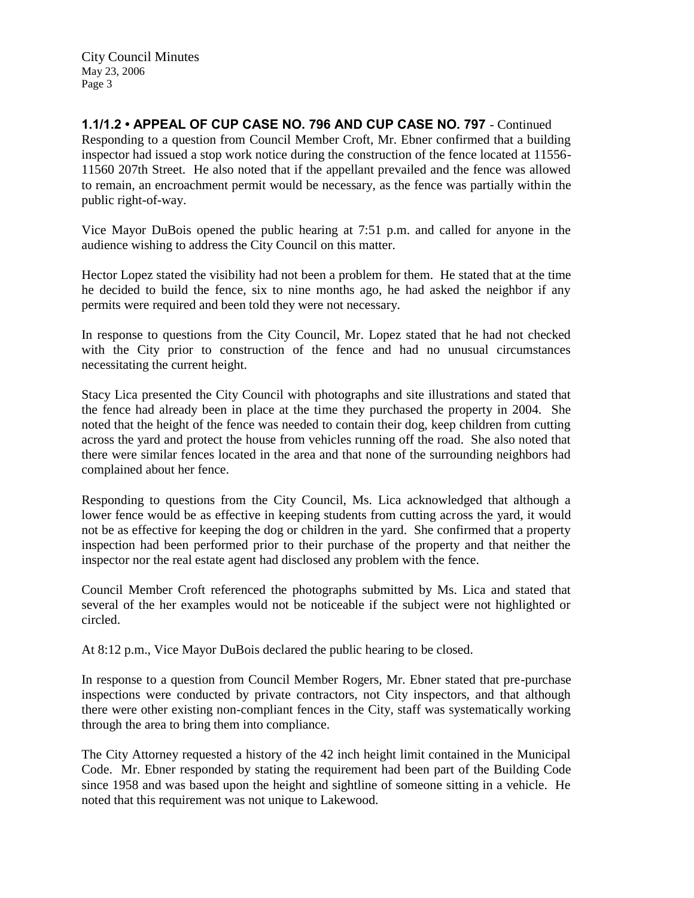**1.1/1.2 • APPEAL OF CUP CASE NO. 796 AND CUP CASE NO. 797** - Continued

Responding to a question from Council Member Croft, Mr. Ebner confirmed that a building inspector had issued a stop work notice during the construction of the fence located at 11556-11560 207th Street. He also noted that if the appellant prevailed and the fence was allowed to remain, an encroachment permit would be necessary, as the fence was partially within the public right-of-way.

Vice Mayor DuBois opened the public hearing at 7:51 p.m. and called for anyone in the audience wishing to address the City Council on this matter.

Hector Lopez stated the visibility had not been a problem for them. He stated that at the time he decided to build the fence, six to nine months ago, he had asked the neighbor if any permits were required and been told they were not necessary.

In response to questions from the City Council, Mr. Lopez stated that he had not checked with the City prior to construction of the fence and had no unusual circumstances necessitating the current height.

Stacy Lica presented the City Council with photographs and site illustrations and stated that the fence had already been in place at the time they purchased the property in 2004. She noted that the height of the fence was needed to contain their dog, keep children from cutting across the yard and protect the house from vehicles running off the road. She also noted that there were similar fences located in the area and that none of the surrounding neighbors had complained about her fence.

Responding to questions from the City Council, Ms. Lica acknowledged that although a lower fence would be as effective in keeping students from cutting across the yard, it would not be as effective for keeping the dog or children in the yard. She confirmed that a property inspection had been performed prior to their purchase of the property and that neither the inspector nor the real estate agent had disclosed any problem with the fence.

Council Member Croft referenced the photographs submitted by Ms. Lica and stated that several of the her examples would not be noticeable if the subject were not highlighted or circled.

At 8:12 p.m., Vice Mayor DuBois declared the public hearing to be closed.

In response to a question from Council Member Rogers, Mr. Ebner stated that pre-purchase inspections were conducted by private contractors, not City inspectors, and that although there were other existing non-compliant fences in the City, staff was systematically working through the area to bring them into compliance.

The City Attorney requested a history of the 42 inch height limit contained in the Municipal Code. Mr. Ebner responded by stating the requirement had been part of the Building Code since 1958 and was based upon the height and sightline of someone sitting in a vehicle. He noted that this requirement was not unique to Lakewood.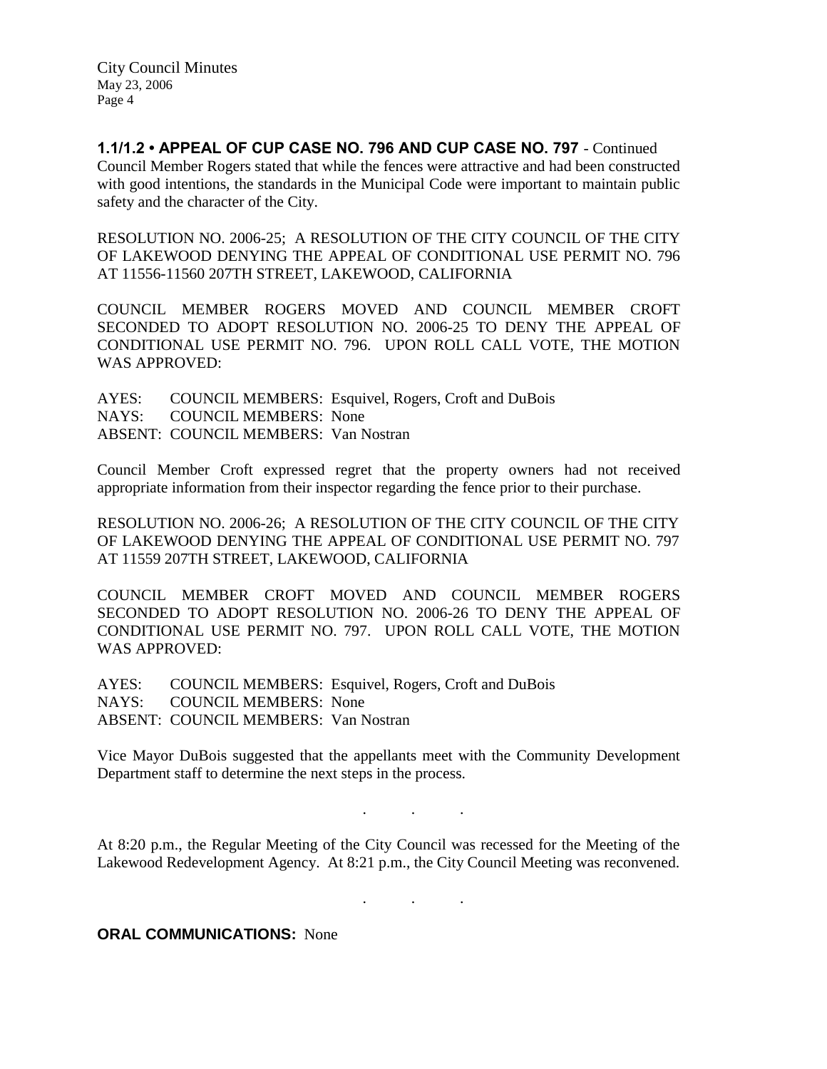**1.1/1.2 • APPEAL OF CUP CASE NO. 796 AND CUP CASE NO. 797** - Continued

Council Member Rogers stated that while the fences were attractive and had been constructed with good intentions, the standards in the Municipal Code were important to maintain public safety and the character of the City.

RESOLUTION NO. 2006-25; A RESOLUTION OF THE CITY COUNCIL OF THE CITY OF LAKEWOOD DENYING THE APPEAL OF CONDITIONAL USE PERMIT NO. 796 AT 11556-11560 207TH STREET, LAKEWOOD, CALIFORNIA

COUNCIL MEMBER ROGERS MOVED AND COUNCIL MEMBER CROFT SECONDED TO ADOPT RESOLUTION NO. 2006-25 TO DENY THE APPEAL OF CONDITIONAL USE PERMIT NO. 796. UPON ROLL CALL VOTE, THE MOTION WAS APPROVED:

AYES: COUNCIL MEMBERS: Esquivel, Rogers, Croft and DuBois
NAYS: COUNCIL MEMBERS: None
ABSENT: COUNCIL MEMBERS: Van Nostran

Council Member Croft expressed regret that the property owners had not received appropriate information from their inspector regarding the fence prior to their purchase.

RESOLUTION NO. 2006-26; A RESOLUTION OF THE CITY COUNCIL OF THE CITY OF LAKEWOOD DENYING THE APPEAL OF CONDITIONAL USE PERMIT NO. 797 AT 11559 207TH STREET, LAKEWOOD, CALIFORNIA

COUNCIL MEMBER CROFT MOVED AND COUNCIL MEMBER ROGERS SECONDED TO ADOPT RESOLUTION NO. 2006-26 TO DENY THE APPEAL OF CONDITIONAL USE PERMIT NO. 797. UPON ROLL CALL VOTE, THE MOTION WAS APPROVED:

AYES: COUNCIL MEMBERS: Esquivel, Rogers, Croft and DuBois
NAYS: COUNCIL MEMBERS: None
ABSENT: COUNCIL MEMBERS: Van Nostran

Vice Mayor DuBois suggested that the appellants meet with the Community Development Department staff to determine the next steps in the process.

. . .

At 8:20 p.m., the Regular Meeting of the City Council was recessed for the Meeting of the Lakewood Redevelopment Agency. At 8:21 p.m., the City Council Meeting was reconvened.

. . .

**ORAL COMMUNICATIONS:** None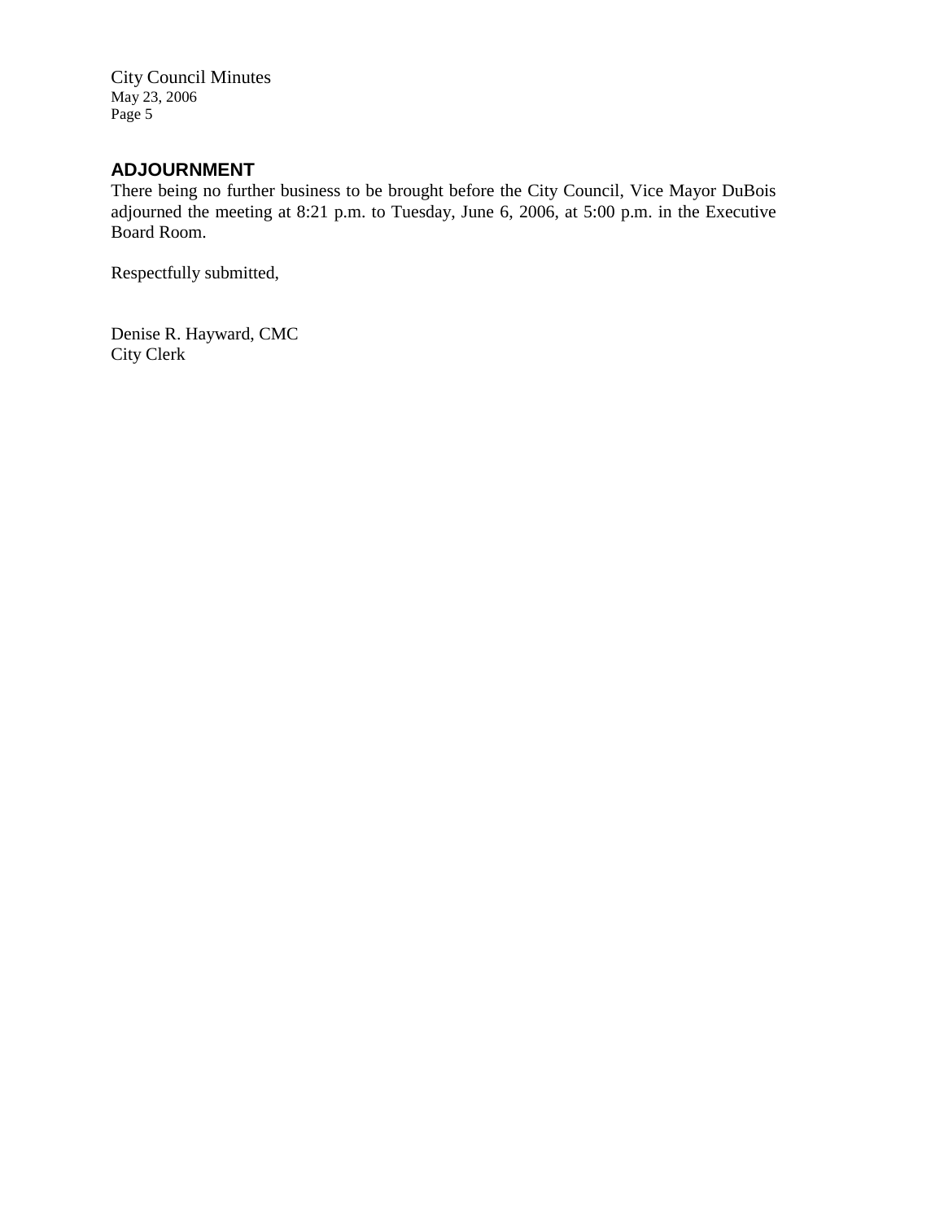## ADJOURNMENT

There being no further business to be brought before the City Council, Vice Mayor DuBois adjourned the meeting at 8:21 p.m. to Tuesday, June 6, 2006, at 5:00 p.m. in the Executive Board Room.

Respectfully submitted,

Denise R. Hayward, CMC
City Clerk